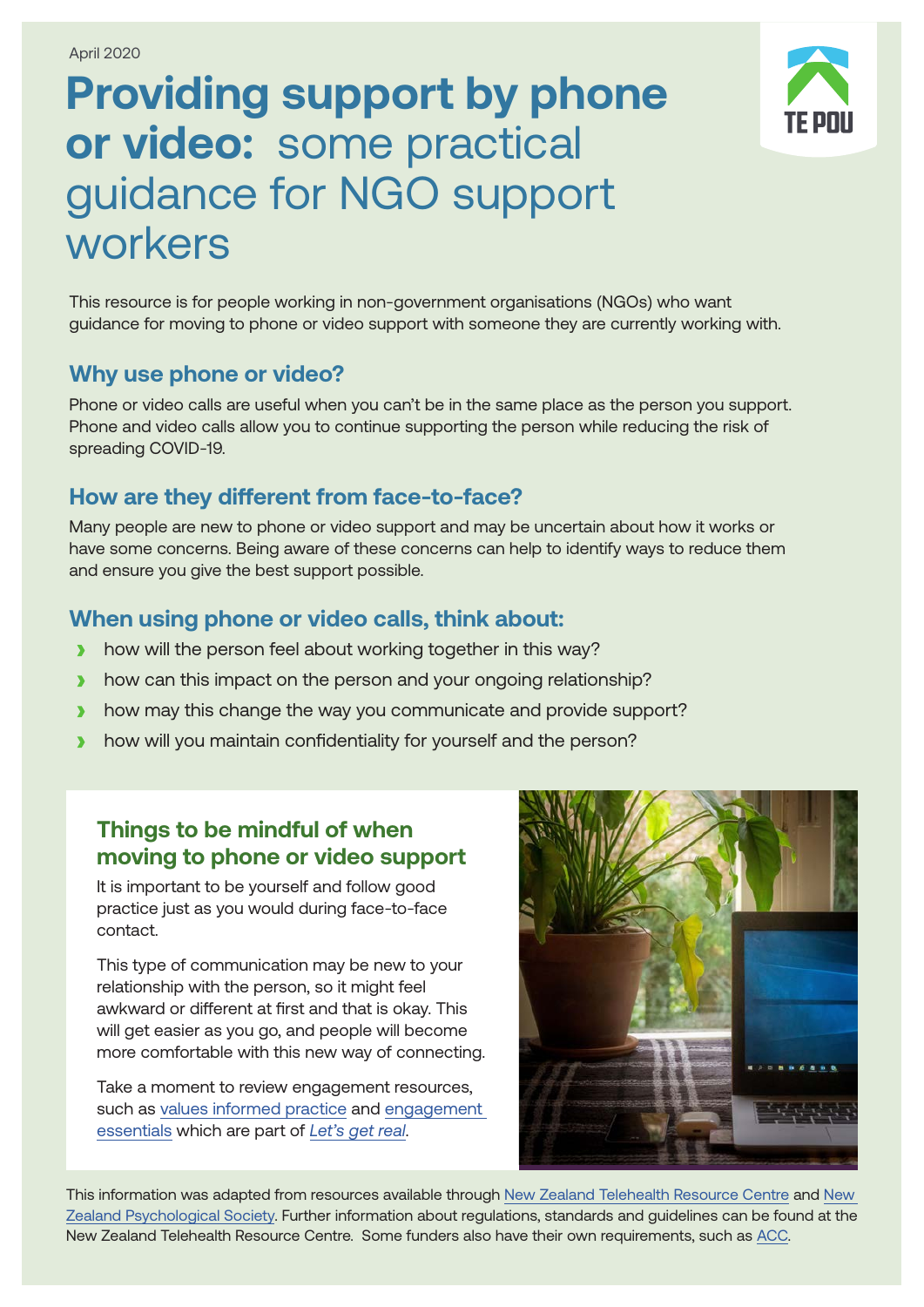April 2020

# **Providing support by phone or video:** some practical guidance for NGO support workers

TE POU

This resource is for people working in non-government organisations (NGOs) who want guidance for moving to phone or video support with someone they are currently working with.

## Why use phone or video?

Phone or video calls are useful when you can't be in the same place as the person you support. Phone and video calls allow you to continue supporting the person while reducing the risk of spreading COVID-19.

## How are they different from face-to-face?

Many people are new to phone or video support and may be uncertain about how it works or have some concerns. Being aware of these concerns can help to identify ways to reduce them and ensure you give the best support possible.

## When using phone or video calls, think about:

- how will the person feel about working together in this way?
- how can this impact on the person and your ongoing relationship?
- how may this change the way you communicate and provide support?
- how will you maintain confidentiality for yourself and the person?

### Things to be mindful of when moving to phone or video support

It is important to be yourself and follow good practice just as you would during face-to-face contact.

This type of communication may be new to your relationship with the person, so it might feel awkward or different at first and that is okay. This will get easier as you go, and people will become more comfortable with this new way of connecting.

Take a moment to review engagement resources, such as values informed practice and engagement essentials which are part of *Let's get real*.

This information was adapted from resources available through New Zealand Telehealth Resource Centre and New Zealand Psychological Society. Further information about regulations, standards and guidelines can be found at the New Zealand Telehealth Resource Centre. Some funders also have their own requirements, such as ACC.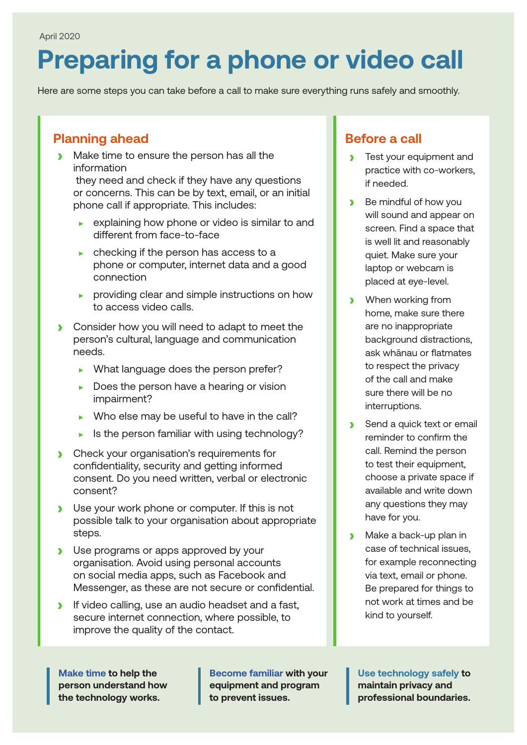April 2020

# Preparing for a phone or video call

Here are some steps you can take before a call to make sure everything runs safely and smoothly.

## Planning ahead

- Make time to ensure the person has all the information they need and check if they have any questions or concerns. This can be by text, email, or an initial phone call if appropriate. This includes:
  - explaining how phone or video is similar to and different from face-to-face
  - checking if the person has access to a phone or computer, internet data and a good connection
  - providing clear and simple instructions on how to access video calls.
- Consider how you will need to adapt to meet the person's cultural, language and communication needs.
  - What language does the person prefer?
  - Does the person have a hearing or vision impairment?
  - Who else may be useful to have in the call?
  - Is the person familiar with using technology?
- Check your organisation's requirements for confidentiality, security and getting informed consent. Do you need written, verbal or electronic consent?
- Use your work phone or computer. If this is not possible talk to your organisation about appropriate steps.
- Use programs or apps approved by your organisation. Avoid using personal accounts on social media apps, such as Facebook and Messenger, as these are not secure or confidential.
- If video calling, use an audio headset and a fast, secure internet connection, where possible, to improve the quality of the contact.

## Before a call

- Test your equipment and practice with co-workers, if needed.
- Be mindful of how you will sound and appear on screen. Find a space that is well lit and reasonably quiet. Make sure your laptop or webcam is placed at eye-level.
- When working from home, make sure there are no inappropriate background distractions, ask whānau or flatmates to respect the privacy of the call and make sure there will be no interruptions.
- Send a quick text or email reminder to confirm the call. Remind the person to test their equipment, choose a private space if available and write down any questions they may have for you.
- Make a back-up plan in case of technical issues, for example reconnecting via text, email or phone. Be prepared for things to not work at times and be kind to yourself.

**Make time to help the person understand how the technology works.**

**Become familiar with your equipment and program to prevent issues.**

**Use technology safely to maintain privacy and professional boundaries.**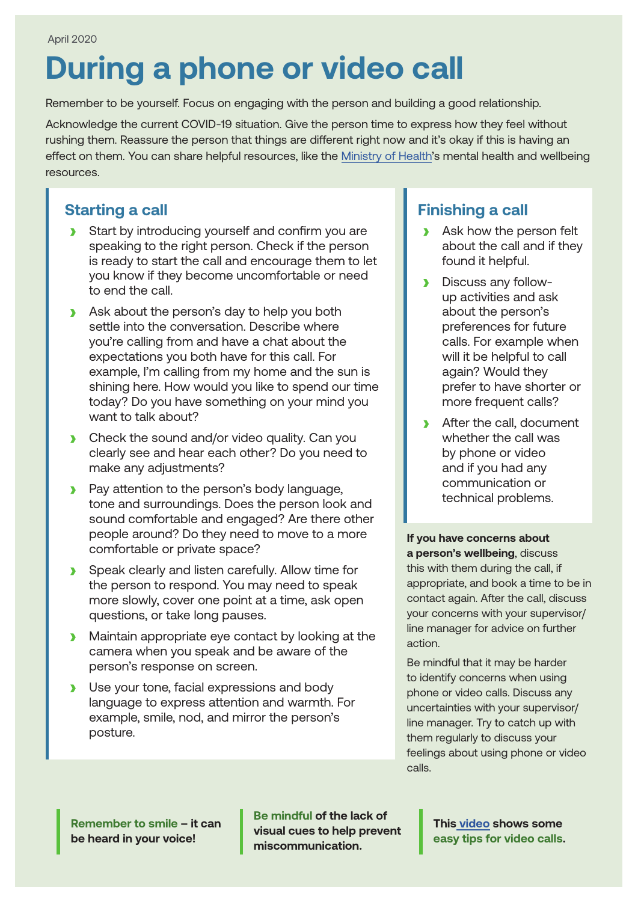April 2020

# During a phone or video call

Remember to be yourself. Focus on engaging with the person and building a good relationship.

Acknowledge the current COVID-19 situation. Give the person time to express how they feel without rushing them. Reassure the person that things are different right now and it's okay if this is having an effect on them. You can share helpful resources, like the Ministry of Health's mental health and wellbeing resources.

## Starting a call

- Start by introducing yourself and confirm you are speaking to the right person. Check if the person is ready to start the call and encourage them to let you know if they become uncomfortable or need to end the call.
- Ask about the person's day to help you both settle into the conversation. Describe where you're calling from and have a chat about the expectations you both have for this call. For example, I'm calling from my home and the sun is shining here. How would you like to spend our time today? Do you have something on your mind you want to talk about?
- Check the sound and/or video quality. Can you clearly see and hear each other? Do you need to make any adjustments?
- Pay attention to the person's body language, tone and surroundings. Does the person look and sound comfortable and engaged? Are there other people around? Do they need to move to a more comfortable or private space?
- Speak clearly and listen carefully. Allow time for the person to respond. You may need to speak more slowly, cover one point at a time, ask open questions, or take long pauses.
- Maintain appropriate eye contact by looking at the camera when you speak and be aware of the person's response on screen.
- Use your tone, facial expressions and body language to express attention and warmth. For example, smile, nod, and mirror the person's posture.

## Finishing a call

- Ask how the person felt about the call and if they found it helpful.
- Discuss any follow-up activities and ask about the person's preferences for future calls. For example when will it be helpful to call again? Would they prefer to have shorter or more frequent calls?
- After the call, document whether the call was by phone or video and if you had any communication or technical problems.

**If you have concerns about a person's wellbeing**, discuss this with them during the call, if appropriate, and book a time to be in contact again. After the call, discuss your concerns with your supervisor/ line manager for advice on further action.

Be mindful that it may be harder to identify concerns when using phone or video calls. Discuss any uncertainties with your supervisor/ line manager. Try to catch up with them regularly to discuss your feelings about using phone or video calls.

**Remember to smile – it can be heard in your voice!**

**Be mindful of the lack of visual cues to help prevent miscommunication.**

**This video shows some easy tips for video calls.**